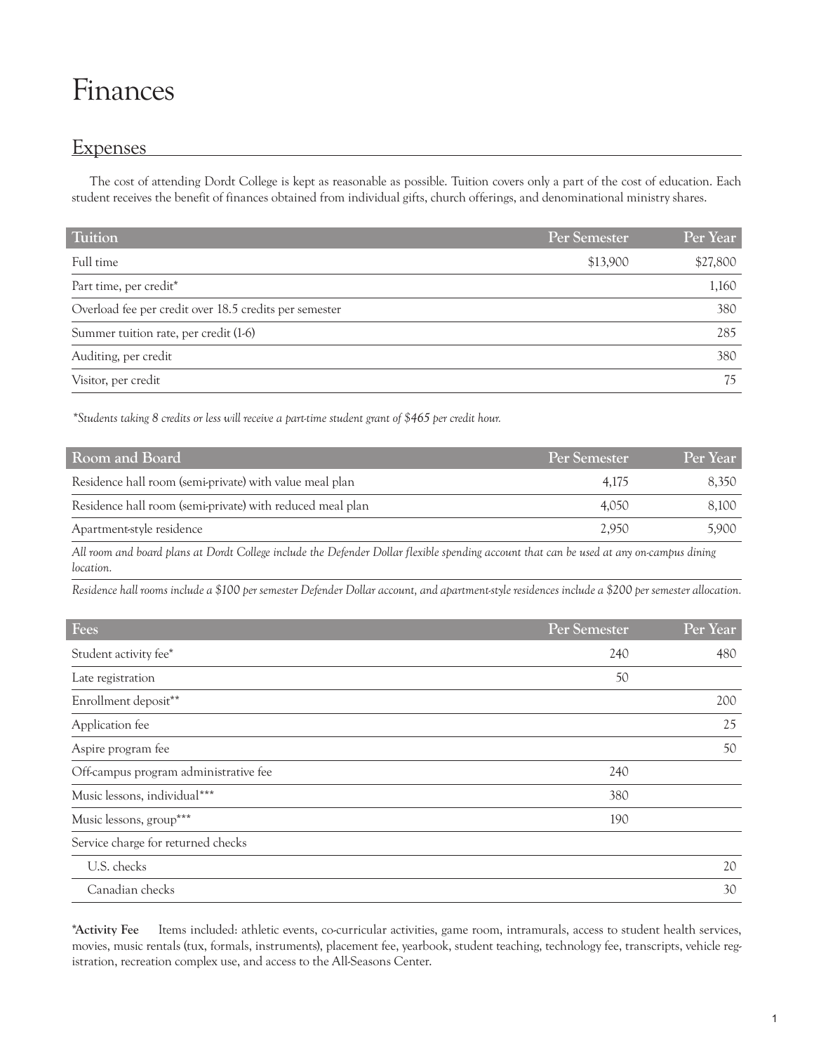# Finances

## Expenses

The cost of attending Dordt College is kept as reasonable as possible. Tuition covers only a part of the cost of education. Each student receives the benefit of finances obtained from individual gifts, church offerings, and denominational ministry shares.

| Tuition | Per Semester | Per Year |
|---|---|---|
| Full time | $13,900 | $27,800 |
| Part time, per credit* | | 1,160 |
| Overload fee per credit over 18.5 credits per semester | | 380 |
| Summer tuition rate, per credit (1-6) | | 285 |
| Auditing, per credit | | 380 |
| Visitor, per credit | | 75 |

*\*Students taking 8 credits or less will receive a part-time student grant of $465 per credit hour.*

| Room and Board | Per Semester | Per Year |
|---|---|---|
| Residence hall room (semi-private) with value meal plan | 4,175 | 8,350 |
| Residence hall room (semi-private) with reduced meal plan | 4,050 | 8,100 |
| Apartment-style residence | 2,950 | 5,900 |

*All room and board plans at Dordt College include the Defender Dollar flexible spending account that can be used at any on-campus dining location.*

*Residence hall rooms include a $100 per semester Defender Dollar account, and apartment-style residences include a $200 per semester allocation.*

| Fees | Per Semester | Per Year |
|---|---|---|
| Student activity fee* | 240 | 480 |
| Late registration | 50 | |
| Enrollment deposit** | | 200 |
| Application fee | | 25 |
| Aspire program fee | | 50 |
| Off-campus program administrative fee | 240 | |
| Music lessons, individual*** | 380 | |
| Music lessons, group*** | 190 | |
| Service charge for returned checks | | |
| U.S. checks | | 20 |
| Canadian checks | | 30 |

**\*Activity Fee** Items included: athletic events, co-curricular activities, game room, intramurals, access to student health services, movies, music rentals (tux, formals, instruments), placement fee, yearbook, student teaching, technology fee, transcripts, vehicle registration, recreation complex use, and access to the All-Seasons Center.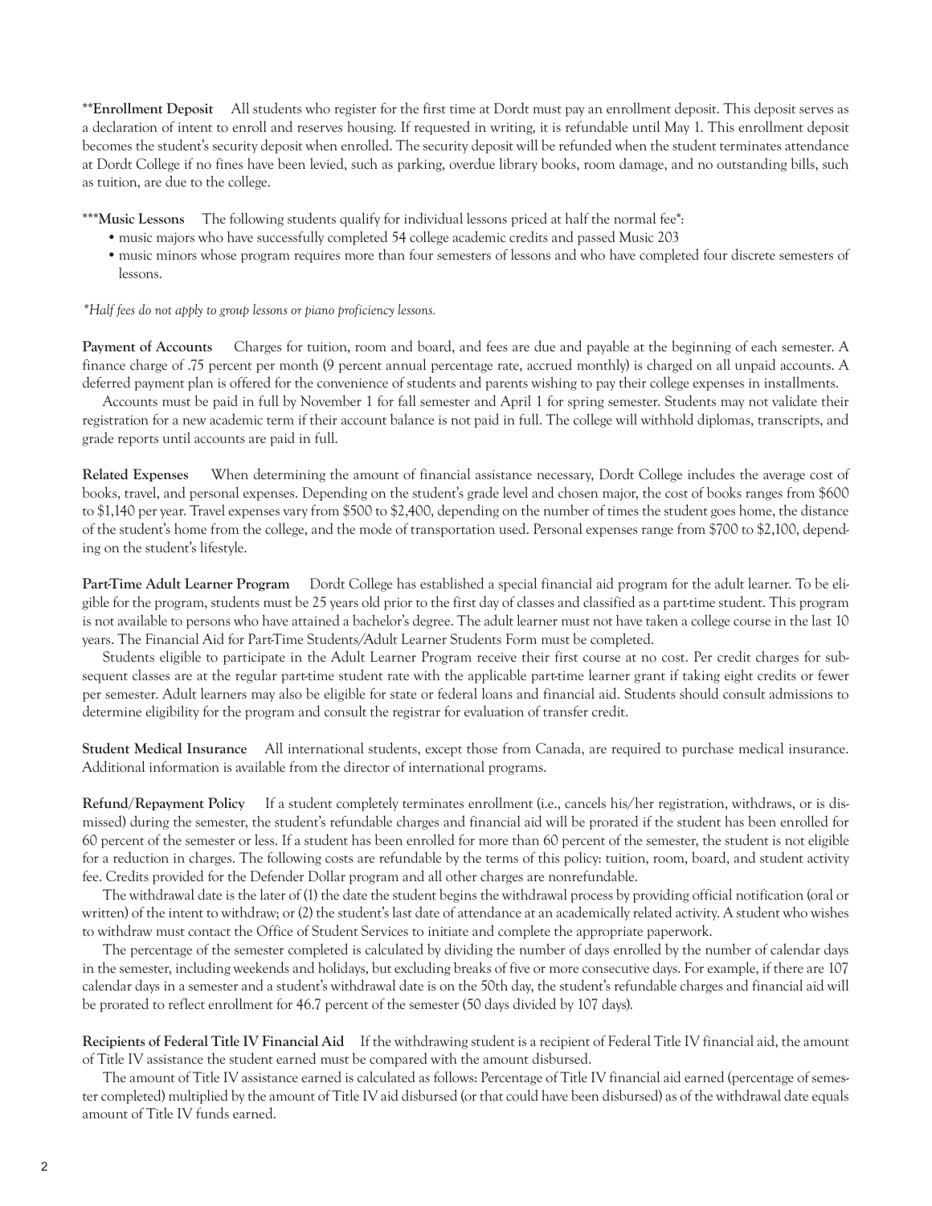**\*\*Enrollment Deposit** All students who register for the first time at Dordt must pay an enrollment deposit. This deposit serves as a declaration of intent to enroll and reserves housing. If requested in writing, it is refundable until May 1. This enrollment deposit becomes the student's security deposit when enrolled. The security deposit will be refunded when the student terminates attendance at Dordt College if no fines have been levied, such as parking, overdue library books, room damage, and no outstanding bills, such as tuition, are due to the college.

**\*\*\*Music Lessons** The following students qualify for individual lessons priced at half the normal fee\*:

- music majors who have successfully completed 54 college academic credits and passed Music 203
- music minors whose program requires more than four semesters of lessons and who have completed four discrete semesters of lessons.

*\*Half fees do not apply to group lessons or piano proficiency lessons.*

**Payment of Accounts** Charges for tuition, room and board, and fees are due and payable at the beginning of each semester. A finance charge of .75 percent per month (9 percent annual percentage rate, accrued monthly) is charged on all unpaid accounts. A deferred payment plan is offered for the convenience of students and parents wishing to pay their college expenses in installments.

Accounts must be paid in full by November 1 for fall semester and April 1 for spring semester. Students may not validate their registration for a new academic term if their account balance is not paid in full. The college will withhold diplomas, transcripts, and grade reports until accounts are paid in full.

**Related Expenses** When determining the amount of financial assistance necessary, Dordt College includes the average cost of books, travel, and personal expenses. Depending on the student's grade level and chosen major, the cost of books ranges from $600 to $1,140 per year. Travel expenses vary from $500 to $2,400, depending on the number of times the student goes home, the distance of the student's home from the college, and the mode of transportation used. Personal expenses range from $700 to $2,100, depending on the student's lifestyle.

**Part-Time Adult Learner Program** Dordt College has established a special financial aid program for the adult learner. To be eligible for the program, students must be 25 years old prior to the first day of classes and classified as a part-time student. This program is not available to persons who have attained a bachelor's degree. The adult learner must not have taken a college course in the last 10 years. The Financial Aid for Part-Time Students/Adult Learner Students Form must be completed.

Students eligible to participate in the Adult Learner Program receive their first course at no cost. Per credit charges for subsequent classes are at the regular part-time student rate with the applicable part-time learner grant if taking eight credits or fewer per semester. Adult learners may also be eligible for state or federal loans and financial aid. Students should consult admissions to determine eligibility for the program and consult the registrar for evaluation of transfer credit.

**Student Medical Insurance** All international students, except those from Canada, are required to purchase medical insurance. Additional information is available from the director of international programs.

**Refund/Repayment Policy** If a student completely terminates enrollment (i.e., cancels his/her registration, withdraws, or is dismissed) during the semester, the student's refundable charges and financial aid will be prorated if the student has been enrolled for 60 percent of the semester or less. If a student has been enrolled for more than 60 percent of the semester, the student is not eligible for a reduction in charges. The following costs are refundable by the terms of this policy: tuition, room, board, and student activity fee. Credits provided for the Defender Dollar program and all other charges are nonrefundable.

The withdrawal date is the later of (1) the date the student begins the withdrawal process by providing official notification (oral or written) of the intent to withdraw; or (2) the student's last date of attendance at an academically related activity. A student who wishes to withdraw must contact the Office of Student Services to initiate and complete the appropriate paperwork.

The percentage of the semester completed is calculated by dividing the number of days enrolled by the number of calendar days in the semester, including weekends and holidays, but excluding breaks of five or more consecutive days. For example, if there are 107 calendar days in a semester and a student's withdrawal date is on the 50th day, the student's refundable charges and financial aid will be prorated to reflect enrollment for 46.7 percent of the semester (50 days divided by 107 days).

**Recipients of Federal Title IV Financial Aid** If the withdrawing student is a recipient of Federal Title IV financial aid, the amount of Title IV assistance the student earned must be compared with the amount disbursed.

The amount of Title IV assistance earned is calculated as follows: Percentage of Title IV financial aid earned (percentage of semester completed) multiplied by the amount of Title IV aid disbursed (or that could have been disbursed) as of the withdrawal date equals amount of Title IV funds earned.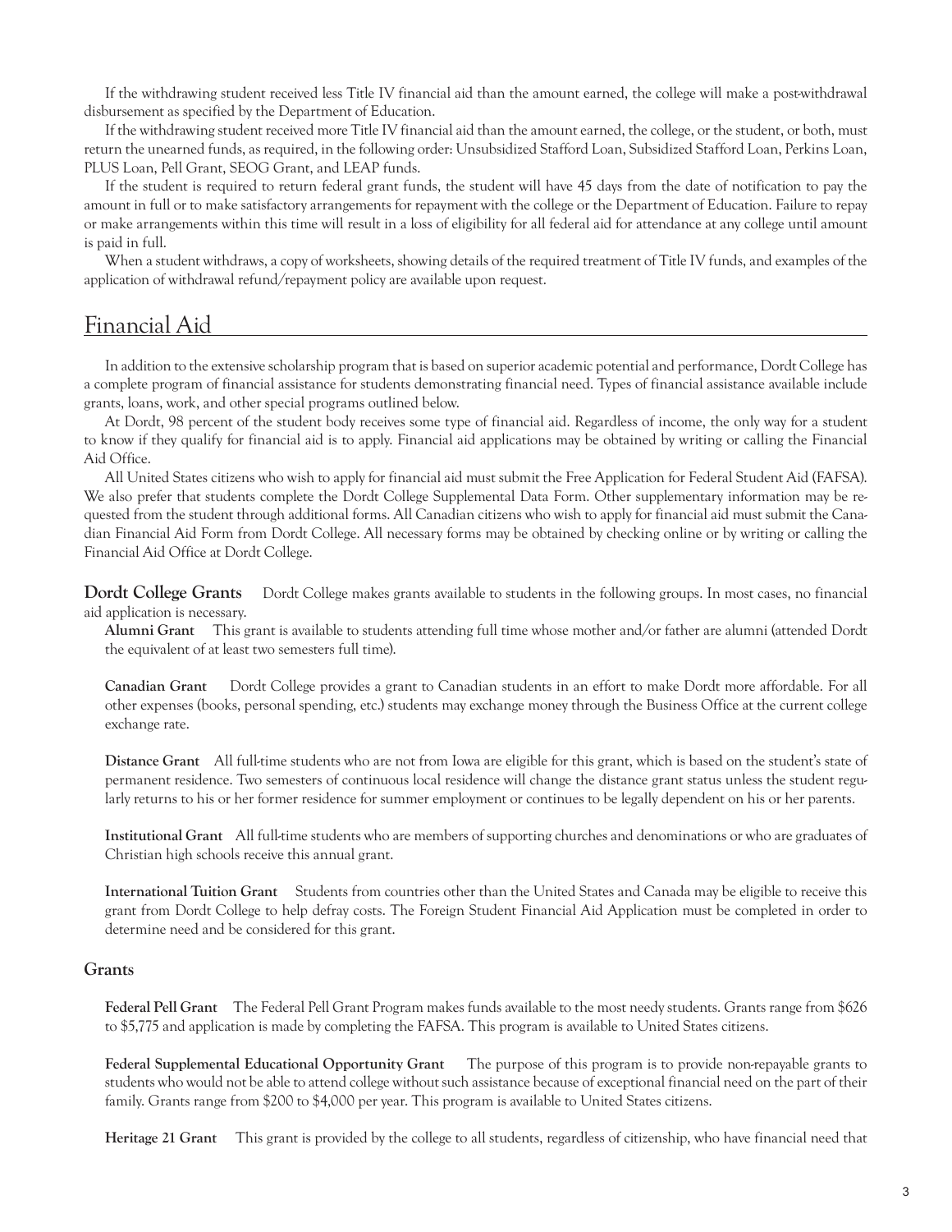If the withdrawing student received less Title IV financial aid than the amount earned, the college will make a post-withdrawal disbursement as specified by the Department of Education.

If the withdrawing student received more Title IV financial aid than the amount earned, the college, or the student, or both, must return the unearned funds, as required, in the following order: Unsubsidized Stafford Loan, Subsidized Stafford Loan, Perkins Loan, PLUS Loan, Pell Grant, SEOG Grant, and LEAP funds.

If the student is required to return federal grant funds, the student will have 45 days from the date of notification to pay the amount in full or to make satisfactory arrangements for repayment with the college or the Department of Education. Failure to repay or make arrangements within this time will result in a loss of eligibility for all federal aid for attendance at any college until amount is paid in full.

When a student withdraws, a copy of worksheets, showing details of the required treatment of Title IV funds, and examples of the application of withdrawal refund/repayment policy are available upon request.

## Financial Aid

In addition to the extensive scholarship program that is based on superior academic potential and performance, Dordt College has a complete program of financial assistance for students demonstrating financial need. Types of financial assistance available include grants, loans, work, and other special programs outlined below.

At Dordt, 98 percent of the student body receives some type of financial aid. Regardless of income, the only way for a student to know if they qualify for financial aid is to apply. Financial aid applications may be obtained by writing or calling the Financial Aid Office.

All United States citizens who wish to apply for financial aid must submit the Free Application for Federal Student Aid (FAFSA). We also prefer that students complete the Dordt College Supplemental Data Form. Other supplementary information may be requested from the student through additional forms. All Canadian citizens who wish to apply for financial aid must submit the Canadian Financial Aid Form from Dordt College. All necessary forms may be obtained by checking online or by writing or calling the Financial Aid Office at Dordt College.

**Dordt College Grants** Dordt College makes grants available to students in the following groups. In most cases, no financial aid application is necessary.

**Alumni Grant** This grant is available to students attending full time whose mother and/or father are alumni (attended Dordt the equivalent of at least two semesters full time).

**Canadian Grant** Dordt College provides a grant to Canadian students in an effort to make Dordt more affordable. For all other expenses (books, personal spending, etc.) students may exchange money through the Business Office at the current college exchange rate.

**Distance Grant** All full-time students who are not from Iowa are eligible for this grant, which is based on the student's state of permanent residence. Two semesters of continuous local residence will change the distance grant status unless the student regularly returns to his or her former residence for summer employment or continues to be legally dependent on his or her parents.

**Institutional Grant** All full-time students who are members of supporting churches and denominations or who are graduates of Christian high schools receive this annual grant.

**International Tuition Grant** Students from countries other than the United States and Canada may be eligible to receive this grant from Dordt College to help defray costs. The Foreign Student Financial Aid Application must be completed in order to determine need and be considered for this grant.

### Grants

**Federal Pell Grant** The Federal Pell Grant Program makes funds available to the most needy students. Grants range from $626 to $5,775 and application is made by completing the FAFSA. This program is available to United States citizens.

**Federal Supplemental Educational Opportunity Grant** The purpose of this program is to provide non-repayable grants to students who would not be able to attend college without such assistance because of exceptional financial need on the part of their family. Grants range from $200 to $4,000 per year. This program is available to United States citizens.

**Heritage 21 Grant** This grant is provided by the college to all students, regardless of citizenship, who have financial need that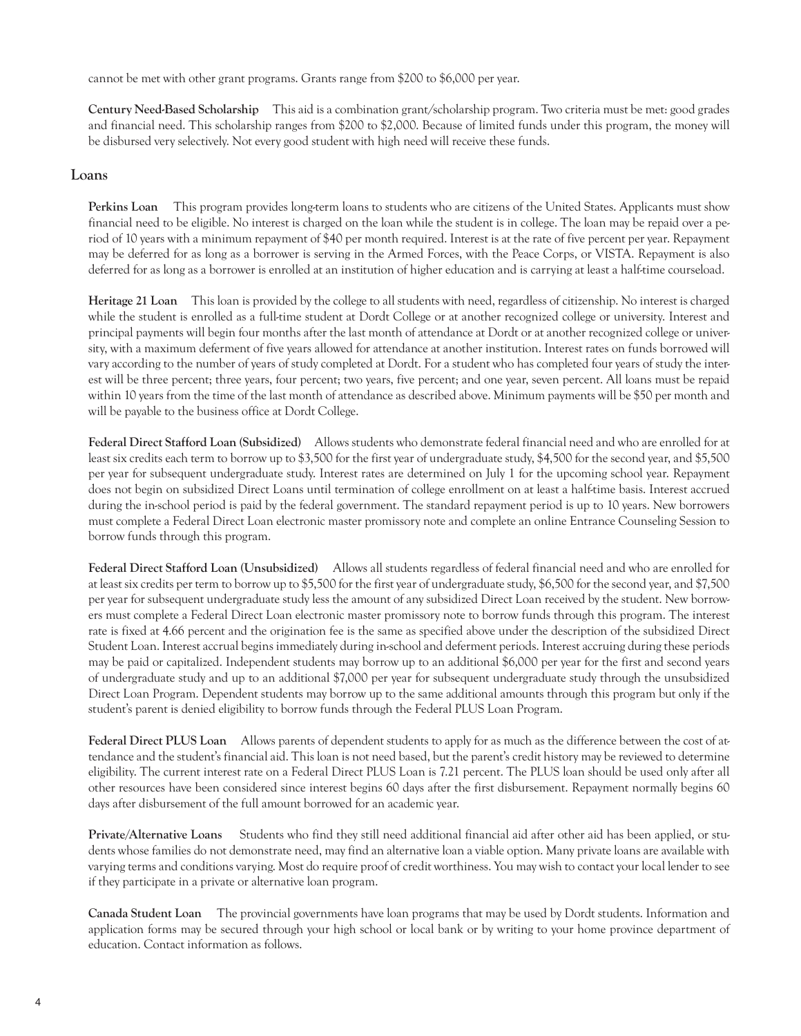cannot be met with other grant programs. Grants range from $200 to $6,000 per year.

**Century Need-Based Scholarship** This aid is a combination grant/scholarship program. Two criteria must be met: good grades and financial need. This scholarship ranges from $200 to $2,000. Because of limited funds under this program, the money will be disbursed very selectively. Not every good student with high need will receive these funds.

## Loans

**Perkins Loan** This program provides long-term loans to students who are citizens of the United States. Applicants must show financial need to be eligible. No interest is charged on the loan while the student is in college. The loan may be repaid over a period of 10 years with a minimum repayment of $40 per month required. Interest is at the rate of five percent per year. Repayment may be deferred for as long as a borrower is serving in the Armed Forces, with the Peace Corps, or VISTA. Repayment is also deferred for as long as a borrower is enrolled at an institution of higher education and is carrying at least a half-time courseload.

**Heritage 21 Loan** This loan is provided by the college to all students with need, regardless of citizenship. No interest is charged while the student is enrolled as a full-time student at Dordt College or at another recognized college or university. Interest and principal payments will begin four months after the last month of attendance at Dordt or at another recognized college or university, with a maximum deferment of five years allowed for attendance at another institution. Interest rates on funds borrowed will vary according to the number of years of study completed at Dordt. For a student who has completed four years of study the interest will be three percent; three years, four percent; two years, five percent; and one year, seven percent. All loans must be repaid within 10 years from the time of the last month of attendance as described above. Minimum payments will be $50 per month and will be payable to the business office at Dordt College.

**Federal Direct Stafford Loan (Subsidized)** Allows students who demonstrate federal financial need and who are enrolled for at least six credits each term to borrow up to $3,500 for the first year of undergraduate study, $4,500 for the second year, and $5,500 per year for subsequent undergraduate study. Interest rates are determined on July 1 for the upcoming school year. Repayment does not begin on subsidized Direct Loans until termination of college enrollment on at least a half-time basis. Interest accrued during the in-school period is paid by the federal government. The standard repayment period is up to 10 years. New borrowers must complete a Federal Direct Loan electronic master promissory note and complete an online Entrance Counseling Session to borrow funds through this program.

**Federal Direct Stafford Loan (Unsubsidized)** Allows all students regardless of federal financial need and who are enrolled for at least six credits per term to borrow up to $5,500 for the first year of undergraduate study, $6,500 for the second year, and $7,500 per year for subsequent undergraduate study less the amount of any subsidized Direct Loan received by the student. New borrowers must complete a Federal Direct Loan electronic master promissory note to borrow funds through this program. The interest rate is fixed at 4.66 percent and the origination fee is the same as specified above under the description of the subsidized Direct Student Loan. Interest accrual begins immediately during in-school and deferment periods. Interest accruing during these periods may be paid or capitalized. Independent students may borrow up to an additional $6,000 per year for the first and second years of undergraduate study and up to an additional $7,000 per year for subsequent undergraduate study through the unsubsidized Direct Loan Program. Dependent students may borrow up to the same additional amounts through this program but only if the student's parent is denied eligibility to borrow funds through the Federal PLUS Loan Program.

**Federal Direct PLUS Loan** Allows parents of dependent students to apply for as much as the difference between the cost of attendance and the student's financial aid. This loan is not need based, but the parent's credit history may be reviewed to determine eligibility. The current interest rate on a Federal Direct PLUS Loan is 7.21 percent. The PLUS loan should be used only after all other resources have been considered since interest begins 60 days after the first disbursement. Repayment normally begins 60 days after disbursement of the full amount borrowed for an academic year.

**Private/Alternative Loans** Students who find they still need additional financial aid after other aid has been applied, or students whose families do not demonstrate need, may find an alternative loan a viable option. Many private loans are available with varying terms and conditions varying. Most do require proof of credit worthiness. You may wish to contact your local lender to see if they participate in a private or alternative loan program.

**Canada Student Loan** The provincial governments have loan programs that may be used by Dordt students. Information and application forms may be secured through your high school or local bank or by writing to your home province department of education. Contact information as follows.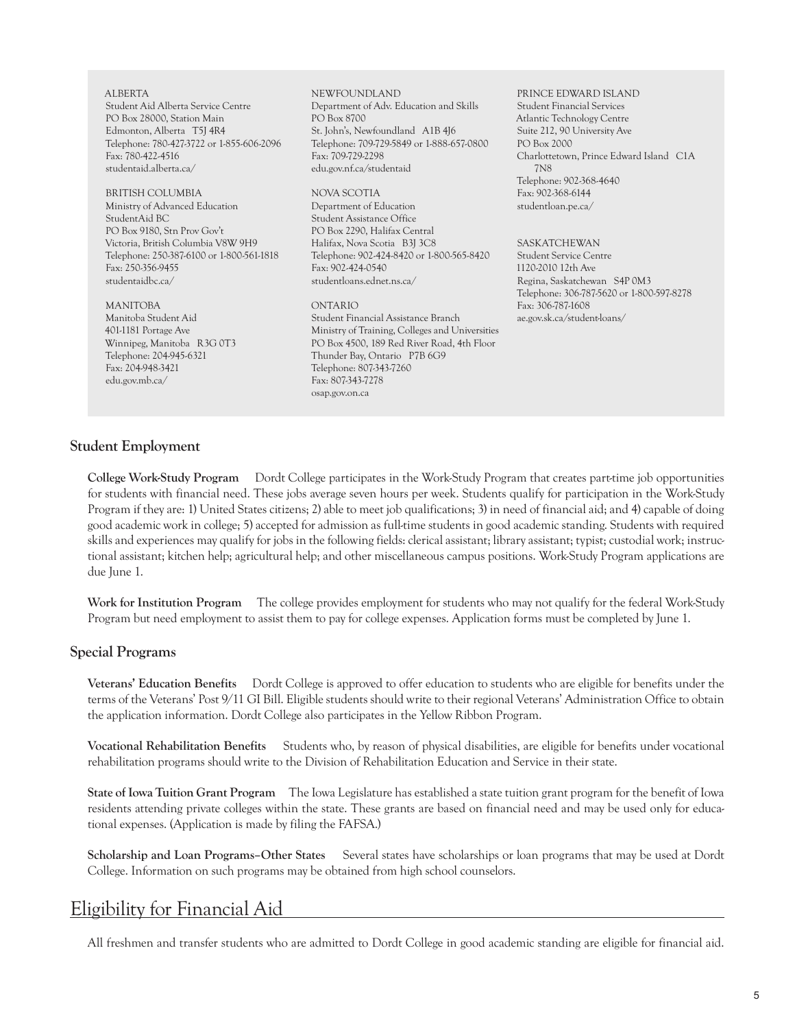ALBERTA
Student Aid Alberta Service Centre
PO Box 28000, Station Main
Edmonton, Alberta T5J 4R4
Telephone: 780-427-3722 or 1-855-606-2096
Fax: 780-422-4516
studentaid.alberta.ca/

BRITISH COLUMBIA
Ministry of Advanced Education
StudentAid BC
PO Box 9180, Stn Prov Gov't
Victoria, British Columbia V8W 9H9
Telephone: 250-387-6100 or 1-800-561-1818
Fax: 250-356-9455
studentaidbc.ca/

MANITOBA
Manitoba Student Aid
401-1181 Portage Ave
Winnipeg, Manitoba R3G 0T3
Telephone: 204-945-6321
Fax: 204-948-3421
edu.gov.mb.ca/

NEWFOUNDLAND
Department of Adv. Education and Skills
PO Box 8700
St. John's, Newfoundland A1B 4J6
Telephone: 709-729-5849 or 1-888-657-0800
Fax: 709-729-2298
edu.gov.nf.ca/studentaid

NOVA SCOTIA
Department of Education
Student Assistance Office
PO Box 2290, Halifax Central
Halifax, Nova Scotia B3J 3C8
Telephone: 902-424-8420 or 1-800-565-8420
Fax: 902-424-0540
studentloans.ednet.ns.ca/

ONTARIO
Student Financial Assistance Branch
Ministry of Training, Colleges and Universities
PO Box 4500, 189 Red River Road, 4th Floor
Thunder Bay, Ontario P7B 6G9
Telephone: 807-343-7260
Fax: 807-343-7278
osap.gov.on.ca

PRINCE EDWARD ISLAND
Student Financial Services
Atlantic Technology Centre
Suite 212, 90 University Ave
PO Box 2000
Charlottetown, Prince Edward Island C1A 7N8
Telephone: 902-368-4640
Fax: 902-368-6144
studentloan.pe.ca/

SASKATCHEWAN
Student Service Centre
1120-2010 12th Ave
Regina, Saskatchewan S4P 0M3
Telephone: 306-787-5620 or 1-800-597-8278
Fax: 306-787-1608
ae.gov.sk.ca/student-loans/

### Student Employment

**College Work-Study Program** Dordt College participates in the Work-Study Program that creates part-time job opportunities for students with financial need. These jobs average seven hours per week. Students qualify for participation in the Work-Study Program if they are: 1) United States citizens; 2) able to meet job qualifications; 3) in need of financial aid; and 4) capable of doing good academic work in college; 5) accepted for admission as full-time students in good academic standing. Students with required skills and experiences may qualify for jobs in the following fields: clerical assistant; library assistant; typist; custodial work; instructional assistant; kitchen help; agricultural help; and other miscellaneous campus positions. Work-Study Program applications are due June 1.

**Work for Institution Program** The college provides employment for students who may not qualify for the federal Work-Study Program but need employment to assist them to pay for college expenses. Application forms must be completed by June 1.

### Special Programs

**Veterans' Education Benefits** Dordt College is approved to offer education to students who are eligible for benefits under the terms of the Veterans' Post 9/11 GI Bill. Eligible students should write to their regional Veterans' Administration Office to obtain the application information. Dordt College also participates in the Yellow Ribbon Program.

**Vocational Rehabilitation Benefits** Students who, by reason of physical disabilities, are eligible for benefits under vocational rehabilitation programs should write to the Division of Rehabilitation Education and Service in their state.

**State of Iowa Tuition Grant Program** The Iowa Legislature has established a state tuition grant program for the benefit of Iowa residents attending private colleges within the state. These grants are based on financial need and may be used only for educational expenses. (Application is made by filing the FAFSA.)

**Scholarship and Loan Programs–Other States** Several states have scholarships or loan programs that may be used at Dordt College. Information on such programs may be obtained from high school counselors.

## Eligibility for Financial Aid

All freshmen and transfer students who are admitted to Dordt College in good academic standing are eligible for financial aid.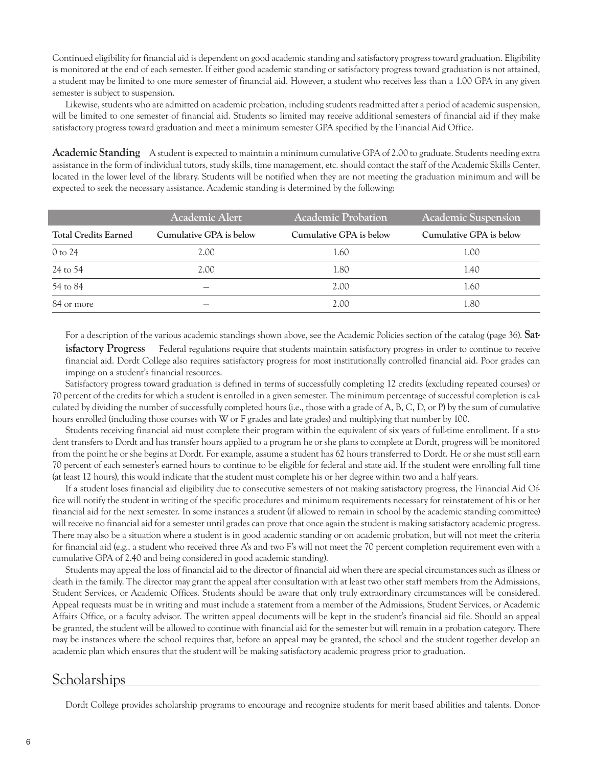Continued eligibility for financial aid is dependent on good academic standing and satisfactory progress toward graduation. Eligibility is monitored at the end of each semester. If either good academic standing or satisfactory progress toward graduation is not attained, a student may be limited to one more semester of financial aid. However, a student who receives less than a 1.00 GPA in any given semester is subject to suspension.

Likewise, students who are admitted on academic probation, including students readmitted after a period of academic suspension, will be limited to one semester of financial aid. Students so limited may receive additional semesters of financial aid if they make satisfactory progress toward graduation and meet a minimum semester GPA specified by the Financial Aid Office.

**Academic Standing** A student is expected to maintain a minimum cumulative GPA of 2.00 to graduate. Students needing extra assistance in the form of individual tutors, study skills, time management, etc. should contact the staff of the Academic Skills Center, located in the lower level of the library. Students will be notified when they are not meeting the graduation minimum and will be expected to seek the necessary assistance. Academic standing is determined by the following:

| | Academic Alert | Academic Probation | Academic Suspension |
|---|---|---|---|
| **Total Credits Earned** | **Cumulative GPA is below** | **Cumulative GPA is below** | **Cumulative GPA is below** |
| 0 to 24 | 2.00 | 1.60 | 1.00 |
| 24 to 54 | 2.00 | 1.80 | 1.40 |
| 54 to 84 | — | 2.00 | 1.60 |
| 84 or more | — | 2.00 | 1.80 |

For a description of the various academic standings shown above, see the Academic Policies section of the catalog (page 36).

**Satisfactory Progress** Federal regulations require that students maintain satisfactory progress in order to continue to receive financial aid. Dordt College also requires satisfactory progress for most institutionally controlled financial aid. Poor grades can impinge on a student's financial resources.

Satisfactory progress toward graduation is defined in terms of successfully completing 12 credits (excluding repeated courses) or 70 percent of the credits for which a student is enrolled in a given semester. The minimum percentage of successful completion is calculated by dividing the number of successfully completed hours (i.e., those with a grade of A, B, C, D, or P) by the sum of cumulative hours enrolled (including those courses with W or F grades and late grades) and multiplying that number by 100.

Students receiving financial aid must complete their program within the equivalent of six years of full-time enrollment. If a student transfers to Dordt and has transfer hours applied to a program he or she plans to complete at Dordt, progress will be monitored from the point he or she begins at Dordt. For example, assume a student has 62 hours transferred to Dordt. He or she must still earn 70 percent of each semester's earned hours to continue to be eligible for federal and state aid. If the student were enrolling full time (at least 12 hours), this would indicate that the student must complete his or her degree within two and a half years.

If a student loses financial aid eligibility due to consecutive semesters of not making satisfactory progress, the Financial Aid Office will notify the student in writing of the specific procedures and minimum requirements necessary for reinstatement of his or her financial aid for the next semester. In some instances a student (if allowed to remain in school by the academic standing committee) will receive no financial aid for a semester until grades can prove that once again the student is making satisfactory academic progress. There may also be a situation where a student is in good academic standing or on academic probation, but will not meet the criteria for financial aid (e.g., a student who received three A's and two F's will not meet the 70 percent completion requirement even with a cumulative GPA of 2.40 and being considered in good academic standing).

Students may appeal the loss of financial aid to the director of financial aid when there are special circumstances such as illness or death in the family. The director may grant the appeal after consultation with at least two other staff members from the Admissions, Student Services, or Academic Offices. Students should be aware that only truly extraordinary circumstances will be considered. Appeal requests must be in writing and must include a statement from a member of the Admissions, Student Services, or Academic Affairs Office, or a faculty advisor. The written appeal documents will be kept in the student's financial aid file. Should an appeal be granted, the student will be allowed to continue with financial aid for the semester but will remain in a probation category. There may be instances where the school requires that, before an appeal may be granted, the school and the student together develop an academic plan which ensures that the student will be making satisfactory academic progress prior to graduation.

## Scholarships

Dordt College provides scholarship programs to encourage and recognize students for merit based abilities and talents. Donor-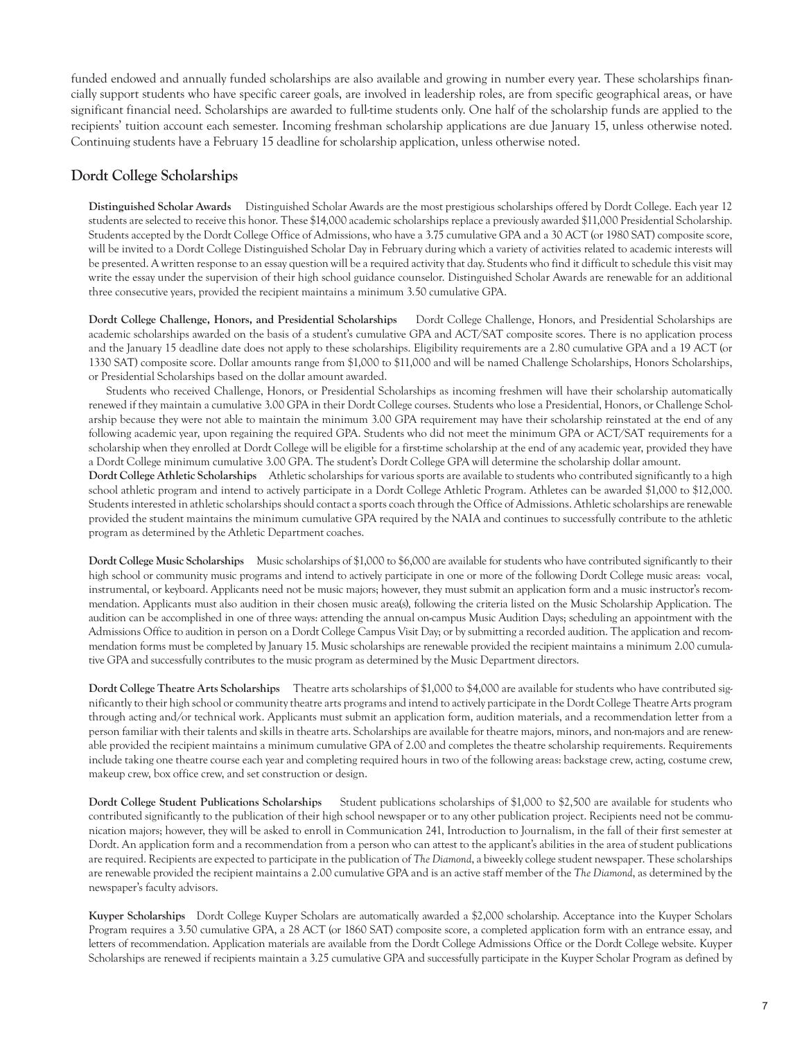funded endowed and annually funded scholarships are also available and growing in number every year. These scholarships financially support students who have specific career goals, are involved in leadership roles, are from specific geographical areas, or have significant financial need. Scholarships are awarded to full-time students only. One half of the scholarship funds are applied to the recipients' tuition account each semester. Incoming freshman scholarship applications are due January 15, unless otherwise noted. Continuing students have a February 15 deadline for scholarship application, unless otherwise noted.

## Dordt College Scholarships

**Distinguished Scholar Awards** Distinguished Scholar Awards are the most prestigious scholarships offered by Dordt College. Each year 12 students are selected to receive this honor. These $14,000 academic scholarships replace a previously awarded $11,000 Presidential Scholarship. Students accepted by the Dordt College Office of Admissions, who have a 3.75 cumulative GPA and a 30 ACT (or 1980 SAT) composite score, will be invited to a Dordt College Distinguished Scholar Day in February during which a variety of activities related to academic interests will be presented. A written response to an essay question will be a required activity that day. Students who find it difficult to schedule this visit may write the essay under the supervision of their high school guidance counselor. Distinguished Scholar Awards are renewable for an additional three consecutive years, provided the recipient maintains a minimum 3.50 cumulative GPA.

**Dordt College Challenge, Honors, and Presidential Scholarships** Dordt College Challenge, Honors, and Presidential Scholarships are academic scholarships awarded on the basis of a student's cumulative GPA and ACT/SAT composite scores. There is no application process and the January 15 deadline date does not apply to these scholarships. Eligibility requirements are a 2.80 cumulative GPA and a 19 ACT (or 1330 SAT) composite score. Dollar amounts range from $1,000 to $11,000 and will be named Challenge Scholarships, Honors Scholarships, or Presidential Scholarships based on the dollar amount awarded.

Students who received Challenge, Honors, or Presidential Scholarships as incoming freshmen will have their scholarship automatically renewed if they maintain a cumulative 3.00 GPA in their Dordt College courses. Students who lose a Presidential, Honors, or Challenge Scholarship because they were not able to maintain the minimum 3.00 GPA requirement may have their scholarship reinstated at the end of any following academic year, upon regaining the required GPA. Students who did not meet the minimum GPA or ACT/SAT requirements for a scholarship when they enrolled at Dordt College will be eligible for a first-time scholarship at the end of any academic year, provided they have a Dordt College minimum cumulative 3.00 GPA. The student's Dordt College GPA will determine the scholarship dollar amount.

**Dordt College Athletic Scholarships** Athletic scholarships for various sports are available to students who contributed significantly to a high school athletic program and intend to actively participate in a Dordt College Athletic Program. Athletes can be awarded $1,000 to $12,000. Students interested in athletic scholarships should contact a sports coach through the Office of Admissions. Athletic scholarships are renewable provided the student maintains the minimum cumulative GPA required by the NAIA and continues to successfully contribute to the athletic program as determined by the Athletic Department coaches.

**Dordt College Music Scholarships** Music scholarships of $1,000 to $6,000 are available for students who have contributed significantly to their high school or community music programs and intend to actively participate in one or more of the following Dordt College music areas: vocal, instrumental, or keyboard. Applicants need not be music majors; however, they must submit an application form and a music instructor's recommendation. Applicants must also audition in their chosen music area(s), following the criteria listed on the Music Scholarship Application. The audition can be accomplished in one of three ways: attending the annual on-campus Music Audition Days; scheduling an appointment with the Admissions Office to audition in person on a Dordt College Campus Visit Day; or by submitting a recorded audition. The application and recommendation forms must be completed by January 15. Music scholarships are renewable provided the recipient maintains a minimum 2.00 cumulative GPA and successfully contributes to the music program as determined by the Music Department directors.

**Dordt College Theatre Arts Scholarships** Theatre arts scholarships of $1,000 to $4,000 are available for students who have contributed significantly to their high school or community theatre arts programs and intend to actively participate in the Dordt College Theatre Arts program through acting and/or technical work. Applicants must submit an application form, audition materials, and a recommendation letter from a person familiar with their talents and skills in theatre arts. Scholarships are available for theatre majors, minors, and non-majors and are renewable provided the recipient maintains a minimum cumulative GPA of 2.00 and completes the theatre scholarship requirements. Requirements include taking one theatre course each year and completing required hours in two of the following areas: backstage crew, acting, costume crew, makeup crew, box office crew, and set construction or design.

**Dordt College Student Publications Scholarships** Student publications scholarships of $1,000 to $2,500 are available for students who contributed significantly to the publication of their high school newspaper or to any other publication project. Recipients need not be communication majors; however, they will be asked to enroll in Communication 241, Introduction to Journalism, in the fall of their first semester at Dordt. An application form and a recommendation from a person who can attest to the applicant's abilities in the area of student publications are required. Recipients are expected to participate in the publication of *The Diamond*, a biweekly college student newspaper. These scholarships are renewable provided the recipient maintains a 2.00 cumulative GPA and is an active staff member of the *The Diamond*, as determined by the newspaper's faculty advisors.

**Kuyper Scholarships** Dordt College Kuyper Scholars are automatically awarded a $2,000 scholarship. Acceptance into the Kuyper Scholars Program requires a 3.50 cumulative GPA, a 28 ACT (or 1860 SAT) composite score, a completed application form with an entrance essay, and letters of recommendation. Application materials are available from the Dordt College Admissions Office or the Dordt College website. Kuyper Scholarships are renewed if recipients maintain a 3.25 cumulative GPA and successfully participate in the Kuyper Scholar Program as defined by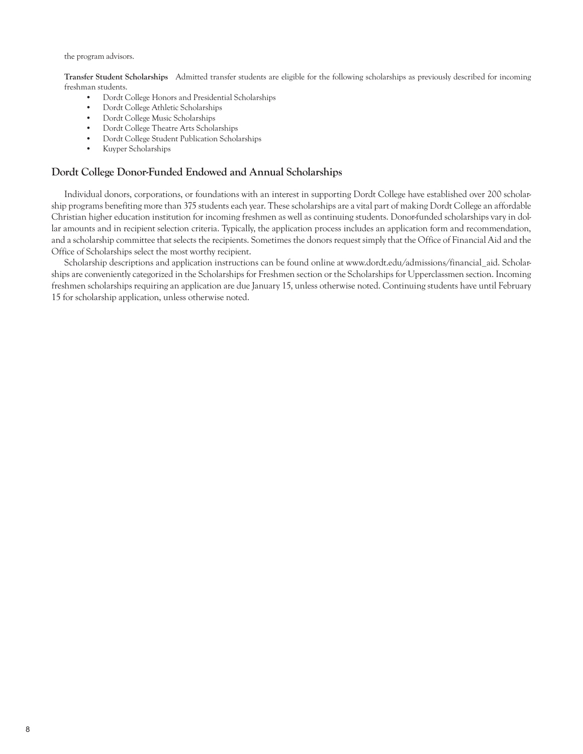the program advisors.

**Transfer Student Scholarships** Admitted transfer students are eligible for the following scholarships as previously described for incoming freshman students.

- Dordt College Honors and Presidential Scholarships
- Dordt College Athletic Scholarships
- Dordt College Music Scholarships
- Dordt College Theatre Arts Scholarships
- Dordt College Student Publication Scholarships
- Kuyper Scholarships

## Dordt College Donor-Funded Endowed and Annual Scholarships

Individual donors, corporations, or foundations with an interest in supporting Dordt College have established over 200 scholarship programs benefiting more than 375 students each year. These scholarships are a vital part of making Dordt College an affordable Christian higher education institution for incoming freshmen as well as continuing students. Donor-funded scholarships vary in dollar amounts and in recipient selection criteria. Typically, the application process includes an application form and recommendation, and a scholarship committee that selects the recipients. Sometimes the donors request simply that the Office of Financial Aid and the Office of Scholarships select the most worthy recipient.

Scholarship descriptions and application instructions can be found online at www.dordt.edu/admissions/financial_aid. Scholarships are conveniently categorized in the Scholarships for Freshmen section or the Scholarships for Upperclassmen section. Incoming freshmen scholarships requiring an application are due January 15, unless otherwise noted. Continuing students have until February 15 for scholarship application, unless otherwise noted.